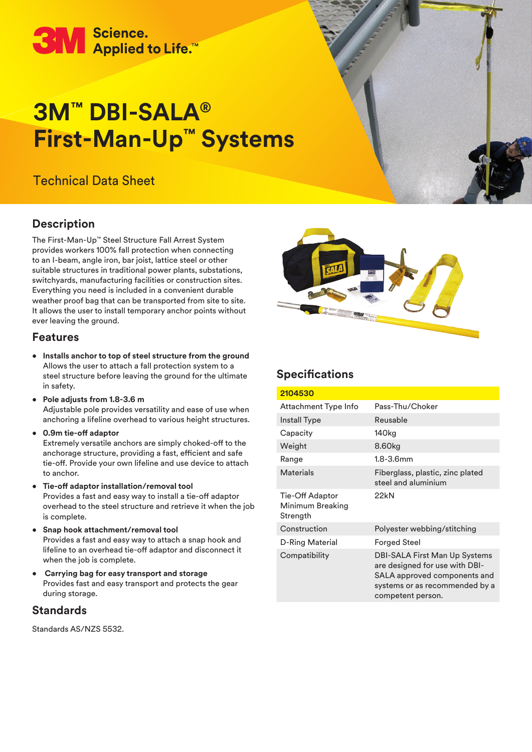3M Science. Applied to Life.™

# 3M™ DBI-SALA® First-Man-Up™ Systems

Technical Data Sheet

## Description

The First-Man-Up™ Steel Structure Fall Arrest System provides workers 100% fall protection when connecting to an I-beam, angle iron, bar joist, lattice steel or other suitable structures in traditional power plants, substations, switchyards, manufacturing facilities or construction sites. Everything you need is included in a convenient durable weather proof bag that can be transported from site to site. It allows the user to install temporary anchor points without ever leaving the ground.

## Features

- **Installs anchor to top of steel structure from the ground**
  Allows the user to attach a fall protection system to a steel structure before leaving the ground for the ultimate in safety.
- **Pole adjusts from 1.8-3.6 m**
  Adjustable pole provides versatility and ease of use when anchoring a lifeline overhead to various height structures.
- **0.9m tie-off adaptor**
  Extremely versatile anchors are simply choked-off to the anchorage structure, providing a fast, efficient and safe tie-off. Provide your own lifeline and use device to attach to anchor.
- **Tie-off adaptor installation/removal tool**
  Provides a fast and easy way to install a tie-off adaptor overhead to the steel structure and retrieve it when the job is complete.
- **Snap hook attachment/removal tool**
  Provides a fast and easy way to attach a snap hook and lifeline to an overhead tie-off adaptor and disconnect it when the job is complete.
- **Carrying bag for easy transport and storage**
  Provides fast and easy transport and protects the gear during storage.

## Standards

Standards AS/NZS 5532.

## Specifications

| 2104530 | |
|---|---|
| Attachment Type Info | Pass-Thu/Choker |
| Install Type | Reusable |
| Capacity | 140kg |
| Weight | 8.60kg |
| Range | 1.8-3.6mm |
| Materials | Fiberglass, plastic, zinc plated steel and aluminium |
| Tie-Off Adaptor Minimum Breaking Strength | 22kN |
| Construction | Polyester webbing/stitching |
| D-Ring Material | Forged Steel |
| Compatibility | DBI-SALA First Man Up Systems are designed for use with DBI-SALA approved components and systems or as recommended by a competent person. |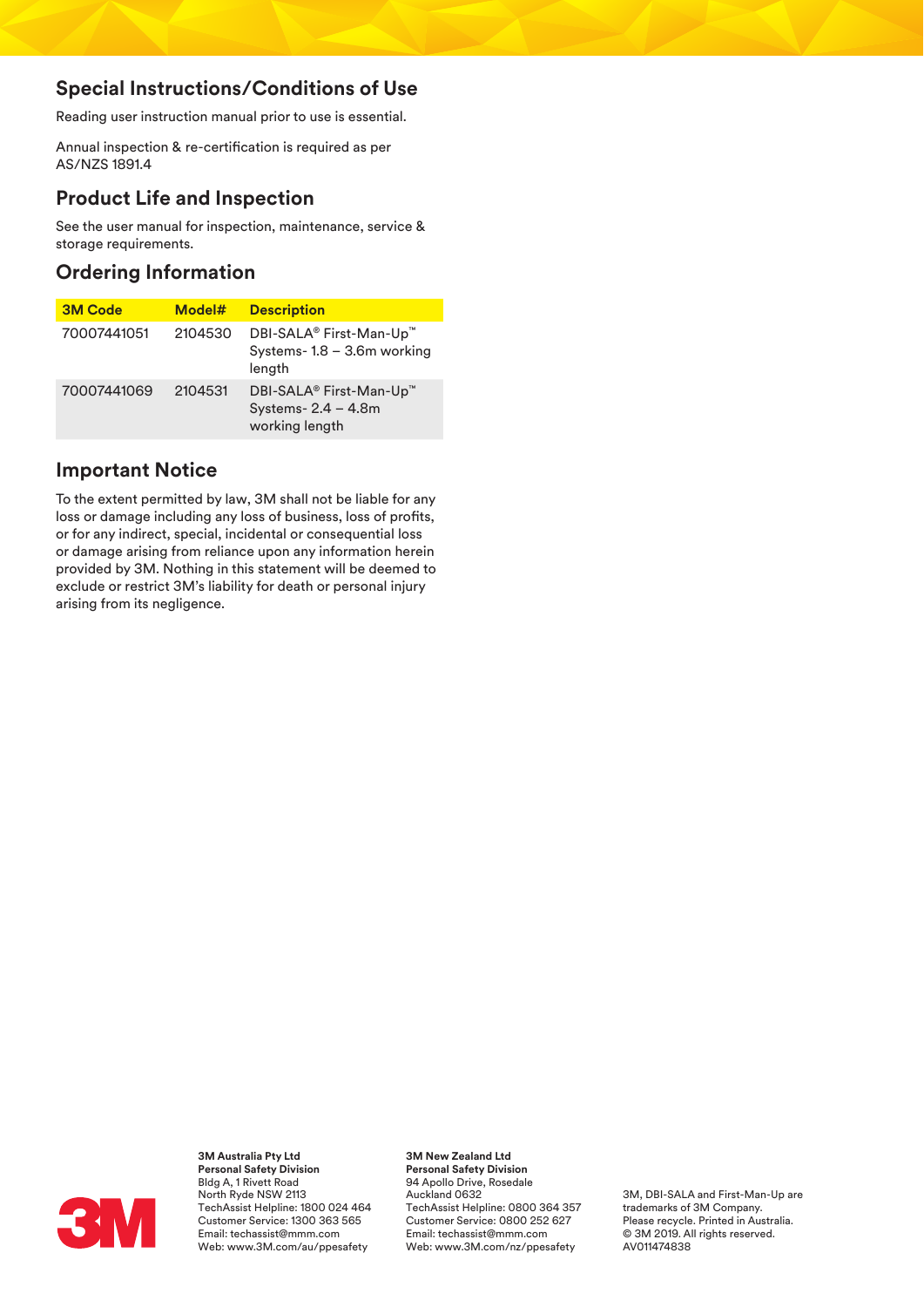## Special Instructions/Conditions of Use

Reading user instruction manual prior to use is essential.

Annual inspection & re-certification is required as per AS/NZS 1891.4

## Product Life and Inspection

See the user manual for inspection, maintenance, service & storage requirements.

## Ordering Information

| 3M Code | Model# | Description |
|---|---|---|
| 70007441051 | 2104530 | DBI-SALA® First-Man-Up™ Systems- 1.8 – 3.6m working length |
| 70007441069 | 2104531 | DBI-SALA® First-Man-Up™ Systems- 2.4 – 4.8m working length |

## Important Notice

To the extent permitted by law, 3M shall not be liable for any loss or damage including any loss of business, loss of profits, or for any indirect, special, incidental or consequential loss or damage arising from reliance upon any information herein provided by 3M. Nothing in this statement will be deemed to exclude or restrict 3M's liability for death or personal injury arising from its negligence.

**3M Australia Pty Ltd**
**Personal Safety Division**
Bldg A, 1 Rivett Road
North Ryde NSW 2113
TechAssist Helpline: 1800 024 464
Customer Service: 1300 363 565
Email: techassist@mmm.com
Web: www.3M.com/au/ppesafety

**3M New Zealand Ltd**
**Personal Safety Division**
94 Apollo Drive, Rosedale
Auckland 0632
TechAssist Helpline: 0800 364 357
Customer Service: 0800 252 627
Email: techassist@mmm.com
Web: www.3M.com/nz/ppesafety

3M, DBI-SALA and First-Man-Up are trademarks of 3M Company.
Please recycle. Printed in Australia.
© 3M 2019. All rights reserved.
AV011474838